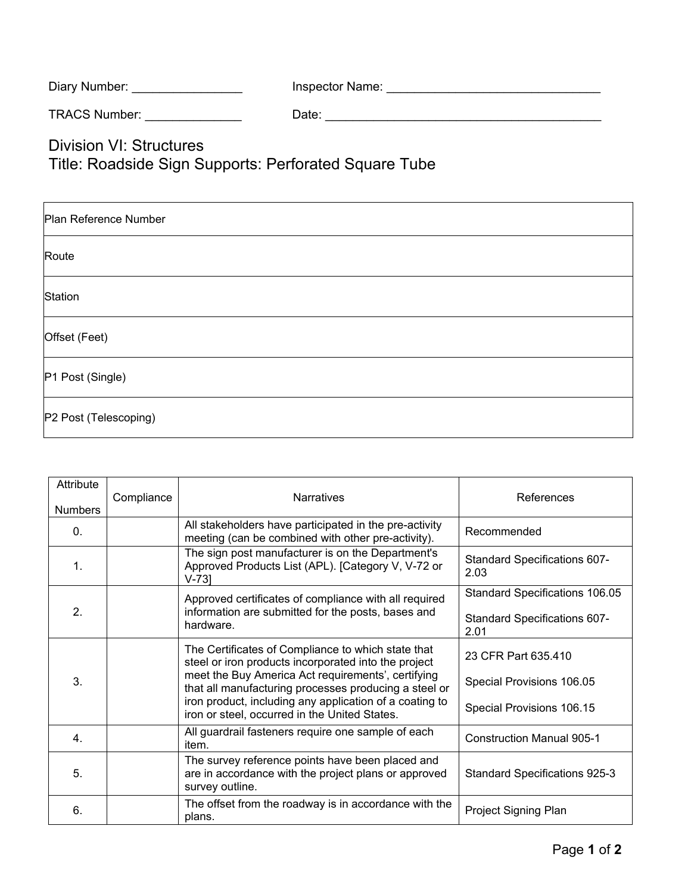Diary Number: ________________ Inspector Name: _______________________________

TRACS Number: ______________ Date: ________________________________________

# Division VI: Structures
# Title: Roadside Sign Supports: Perforated Square Tube

| Plan Reference Number |
|---|
| Route |
| Station |
| Offset (Feet) |
| P1 Post (Single) |
| P2 Post (Telescoping) |

| Attribute Numbers | Compliance | Narratives | References |
|---|---|---|---|
| 0. | | All stakeholders have participated in the pre-activity meeting (can be combined with other pre-activity). | Recommended |
| 1. | | The sign post manufacturer is on the Department's Approved Products List (APL). [Category V, V-72 or V-73] | Standard Specifications 607-2.03 |
| 2. | | Approved certificates of compliance with all required information are submitted for the posts, bases and hardware. | Standard Specifications 106.05<br><br>Standard Specifications 607-2.01 |
| 3. | | The Certificates of Compliance to which state that steel or iron products incorporated into the project meet the Buy America Act requirements', certifying that all manufacturing processes producing a steel or iron product, including any application of a coating to iron or steel, occurred in the United States. | 23 CFR Part 635.410<br><br>Special Provisions 106.05<br><br>Special Provisions 106.15 |
| 4. | | All guardrail fasteners require one sample of each item. | Construction Manual 905-1 |
| 5. | | The survey reference points have been placed and are in accordance with the project plans or approved survey outline. | Standard Specifications 925-3 |
| 6. | | The offset from the roadway is in accordance with the plans. | Project Signing Plan |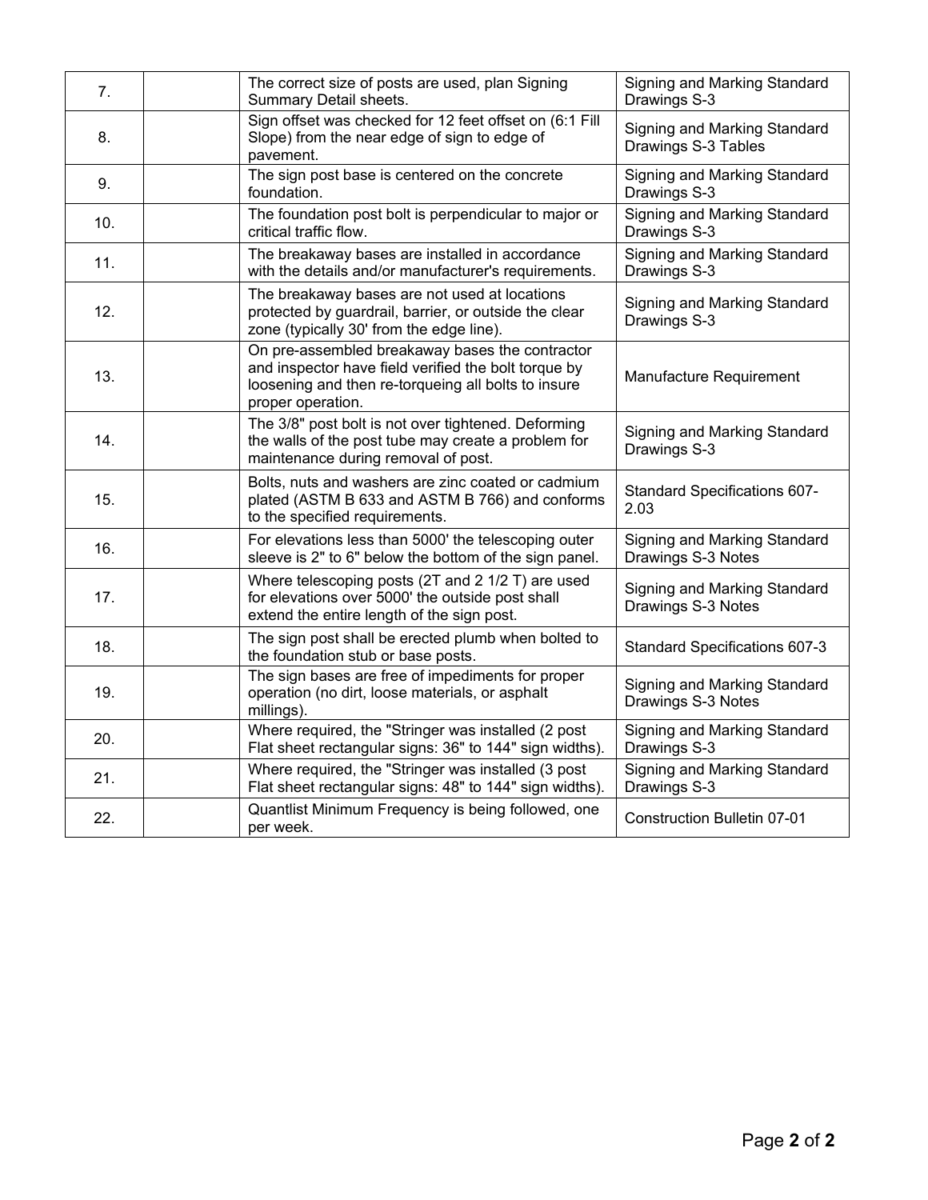| | | | |
|---|---|---|---|
| 7. | | The correct size of posts are used, plan Signing Summary Detail sheets. | Signing and Marking Standard Drawings S-3 |
| 8. | | Sign offset was checked for 12 feet offset on (6:1 Fill Slope) from the near edge of sign to edge of pavement. | Signing and Marking Standard Drawings S-3 Tables |
| 9. | | The sign post base is centered on the concrete foundation. | Signing and Marking Standard Drawings S-3 |
| 10. | | The foundation post bolt is perpendicular to major or critical traffic flow. | Signing and Marking Standard Drawings S-3 |
| 11. | | The breakaway bases are installed in accordance with the details and/or manufacturer's requirements. | Signing and Marking Standard Drawings S-3 |
| 12. | | The breakaway bases are not used at locations protected by guardrail, barrier, or outside the clear zone (typically 30' from the edge line). | Signing and Marking Standard Drawings S-3 |
| 13. | | On pre-assembled breakaway bases the contractor and inspector have field verified the bolt torque by loosening and then re-torqueing all bolts to insure proper operation. | Manufacture Requirement |
| 14. | | The 3/8" post bolt is not over tightened. Deforming the walls of the post tube may create a problem for maintenance during removal of post. | Signing and Marking Standard Drawings S-3 |
| 15. | | Bolts, nuts and washers are zinc coated or cadmium plated (ASTM B 633 and ASTM B 766) and conforms to the specified requirements. | Standard Specifications 607-2.03 |
| 16. | | For elevations less than 5000' the telescoping outer sleeve is 2" to 6" below the bottom of the sign panel. | Signing and Marking Standard Drawings S-3 Notes |
| 17. | | Where telescoping posts (2T and 2 1/2 T) are used for elevations over 5000' the outside post shall extend the entire length of the sign post. | Signing and Marking Standard Drawings S-3 Notes |
| 18. | | The sign post shall be erected plumb when bolted to the foundation stub or base posts. | Standard Specifications 607-3 |
| 19. | | The sign bases are free of impediments for proper operation (no dirt, loose materials, or asphalt millings). | Signing and Marking Standard Drawings S-3 Notes |
| 20. | | Where required, the "Stringer was installed (2 post Flat sheet rectangular signs: 36" to 144" sign widths). | Signing and Marking Standard Drawings S-3 |
| 21. | | Where required, the "Stringer was installed (3 post Flat sheet rectangular signs: 48" to 144" sign widths). | Signing and Marking Standard Drawings S-3 |
| 22. | | Quantlist Minimum Frequency is being followed, one per week. | Construction Bulletin 07-01 |